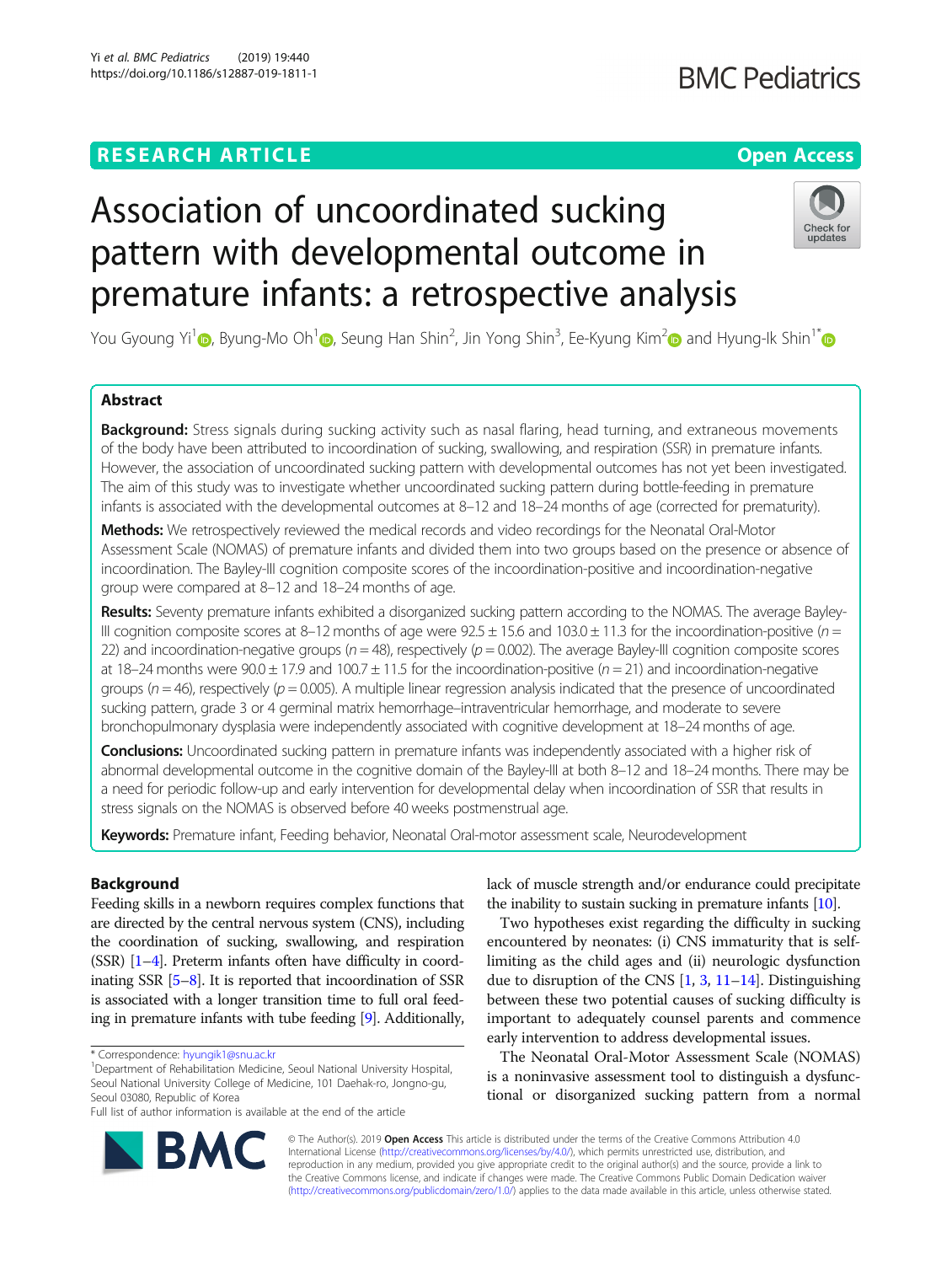RESEARCH ARTICLE

Open Access

# Association of uncoordinated sucking pattern with developmental outcome in premature infants: a retrospective analysis

You Gyoung Yi[1], Byung-Mo Oh[1], Seung Han Shin[2], Jin Yong Shin[3], Ee-Kyung Kim[2] and Hyung-Ik Shin[1*]

## Abstract

**Background:** Stress signals during sucking activity such as nasal flaring, head turning, and extraneous movements of the body have been attributed to incoordination of sucking, swallowing, and respiration (SSR) in premature infants. However, the association of uncoordinated sucking pattern with developmental outcomes has not yet been investigated. The aim of this study was to investigate whether uncoordinated sucking pattern during bottle-feeding in premature infants is associated with the developmental outcomes at 8–12 and 18–24 months of age (corrected for prematurity).

**Methods:** We retrospectively reviewed the medical records and video recordings for the Neonatal Oral-Motor Assessment Scale (NOMAS) of premature infants and divided them into two groups based on the presence or absence of incoordination. The Bayley-III cognition composite scores of the incoordination-positive and incoordination-negative group were compared at 8–12 and 18–24 months of age.

**Results:** Seventy premature infants exhibited a disorganized sucking pattern according to the NOMAS. The average Bayley-III cognition composite scores at 8–12 months of age were 92.5 ± 15.6 and 103.0 ± 11.3 for the incoordination-positive ($n$ = 22) and incoordination-negative groups ($n$ = 48), respectively ($p$ = 0.002). The average Bayley-III cognition composite scores at 18–24 months were 90.0 ± 17.9 and 100.7 ± 11.5 for the incoordination-positive ($n$ = 21) and incoordination-negative groups ($n$ = 46), respectively ($p$ = 0.005). A multiple linear regression analysis indicated that the presence of uncoordinated sucking pattern, grade 3 or 4 germinal matrix hemorrhage–intraventricular hemorrhage, and moderate to severe bronchopulmonary dysplasia were independently associated with cognitive development at 18–24 months of age.

**Conclusions:** Uncoordinated sucking pattern in premature infants was independently associated with a higher risk of abnormal developmental outcome in the cognitive domain of the Bayley-III at both 8–12 and 18–24 months. There may be a need for periodic follow-up and early intervention for developmental delay when incoordination of SSR that results in stress signals on the NOMAS is observed before 40 weeks postmenstrual age.

**Keywords:** Premature infant, Feeding behavior, Neonatal Oral-motor assessment scale, Neurodevelopment

## Background

Feeding skills in a newborn requires complex functions that are directed by the central nervous system (CNS), including the coordination of sucking, swallowing, and respiration (SSR) [1–4]. Preterm infants often have difficulty in coordinating SSR [5–8]. It is reported that incoordination of SSR is associated with a longer transition time to full oral feeding in premature infants with tube feeding [9]. Additionally, lack of muscle strength and/or endurance could precipitate the inability to sustain sucking in premature infants [10].

Two hypotheses exist regarding the difficulty in sucking encountered by neonates: (i) CNS immaturity that is self-limiting as the child ages and (ii) neurologic dysfunction due to disruption of the CNS [1, 3, 11–14]. Distinguishing between these two potential causes of sucking difficulty is important to adequately counsel parents and commence early intervention to address developmental issues.

The Neonatal Oral-Motor Assessment Scale (NOMAS) is a noninvasive assessment tool to distinguish a dysfunctional or disorganized sucking pattern from a normal

\* Correspondence: hyungik1@snu.ac.kr
[1]Department of Rehabilitation Medicine, Seoul National University Hospital, Seoul National University College of Medicine, 101 Daehak-ro, Jongno-gu, Seoul 03080, Republic of Korea
Full list of author information is available at the end of the article

© The Author(s). 2019 **Open Access** This article is distributed under the terms of the Creative Commons Attribution 4.0 International License (http://creativecommons.org/licenses/by/4.0/), which permits unrestricted use, distribution, and reproduction in any medium, provided you give appropriate credit to the original author(s) and the source, provide a link to the Creative Commons license, and indicate if changes were made. The Creative Commons Public Domain Dedication waiver (http://creativecommons.org/publicdomain/zero/1.0/) applies to the data made available in this article, unless otherwise stated.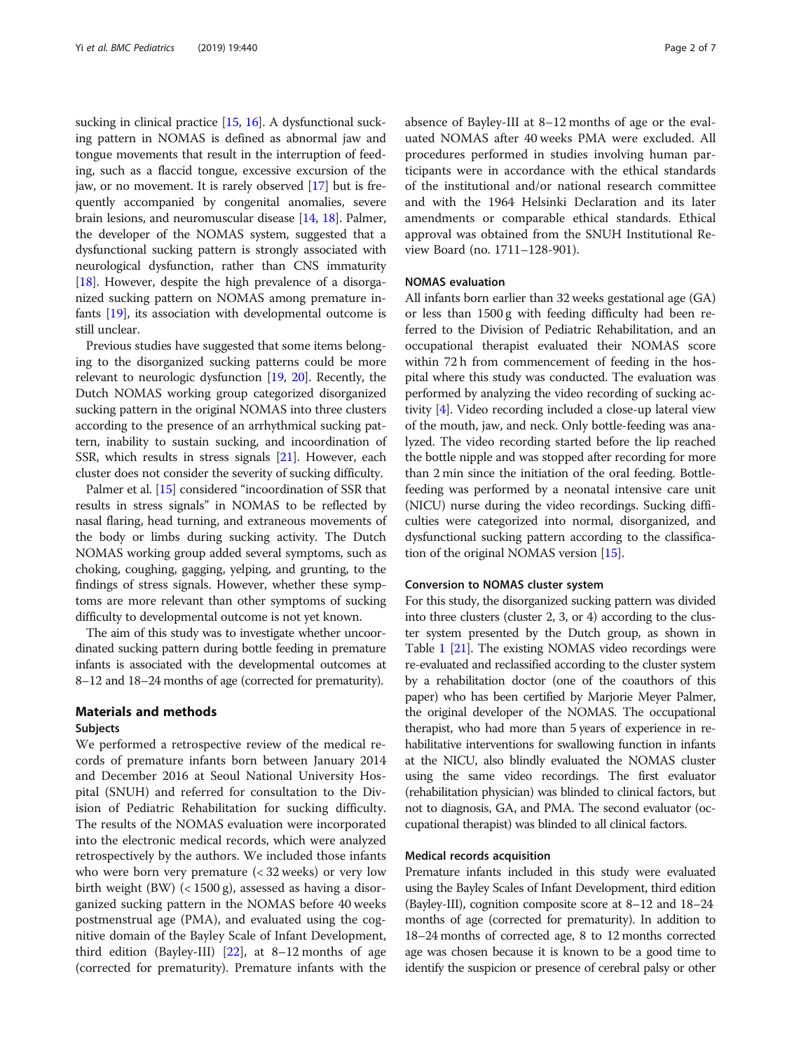sucking in clinical practice [15, 16]. A dysfunctional sucking pattern in NOMAS is defined as abnormal jaw and tongue movements that result in the interruption of feeding, such as a flaccid tongue, excessive excursion of the jaw, or no movement. It is rarely observed [17] but is frequently accompanied by congenital anomalies, severe brain lesions, and neuromuscular disease [14, 18]. Palmer, the developer of the NOMAS system, suggested that a dysfunctional sucking pattern is strongly associated with neurological dysfunction, rather than CNS immaturity [18]. However, despite the high prevalence of a disorganized sucking pattern on NOMAS among premature infants [19], its association with developmental outcome is still unclear.

Previous studies have suggested that some items belonging to the disorganized sucking patterns could be more relevant to neurologic dysfunction [19, 20]. Recently, the Dutch NOMAS working group categorized disorganized sucking pattern in the original NOMAS into three clusters according to the presence of an arrhythmical sucking pattern, inability to sustain sucking, and incoordination of SSR, which results in stress signals [21]. However, each cluster does not consider the severity of sucking difficulty.

Palmer et al. [15] considered "incoordination of SSR that results in stress signals" in NOMAS to be reflected by nasal flaring, head turning, and extraneous movements of the body or limbs during sucking activity. The Dutch NOMAS working group added several symptoms, such as choking, coughing, gagging, yelping, and grunting, to the findings of stress signals. However, whether these symptoms are more relevant than other symptoms of sucking difficulty to developmental outcome is not yet known.

The aim of this study was to investigate whether uncoordinated sucking pattern during bottle feeding in premature infants is associated with the developmental outcomes at 8–12 and 18–24 months of age (corrected for prematurity).

## Materials and methods

### Subjects

We performed a retrospective review of the medical records of premature infants born between January 2014 and December 2016 at Seoul National University Hospital (SNUH) and referred for consultation to the Division of Pediatric Rehabilitation for sucking difficulty. The results of the NOMAS evaluation were incorporated into the electronic medical records, which were analyzed retrospectively by the authors. We included those infants who were born very premature (< 32 weeks) or very low birth weight (BW) (< 1500 g), assessed as having a disorganized sucking pattern in the NOMAS before 40 weeks postmenstrual age (PMA), and evaluated using the cognitive domain of the Bayley Scale of Infant Development, third edition (Bayley-III) [22], at 8–12 months of age (corrected for prematurity). Premature infants with the absence of Bayley-III at 8–12 months of age or the evaluated NOMAS after 40 weeks PMA were excluded. All procedures performed in studies involving human participants were in accordance with the ethical standards of the institutional and/or national research committee and with the 1964 Helsinki Declaration and its later amendments or comparable ethical standards. Ethical approval was obtained from the SNUH Institutional Review Board (no. 1711–128-901).

### NOMAS evaluation

All infants born earlier than 32 weeks gestational age (GA) or less than 1500 g with feeding difficulty had been referred to the Division of Pediatric Rehabilitation, and an occupational therapist evaluated their NOMAS score within 72 h from commencement of feeding in the hospital where this study was conducted. The evaluation was performed by analyzing the video recording of sucking activity [4]. Video recording included a close-up lateral view of the mouth, jaw, and neck. Only bottle-feeding was analyzed. The video recording started before the lip reached the bottle nipple and was stopped after recording for more than 2 min since the initiation of the oral feeding. Bottle-feeding was performed by a neonatal intensive care unit (NICU) nurse during the video recordings. Sucking difficulties were categorized into normal, disorganized, and dysfunctional sucking pattern according to the classification of the original NOMAS version [15].

### Conversion to NOMAS cluster system

For this study, the disorganized sucking pattern was divided into three clusters (cluster 2, 3, or 4) according to the cluster system presented by the Dutch group, as shown in Table 1 [21]. The existing NOMAS video recordings were re-evaluated and reclassified according to the cluster system by a rehabilitation doctor (one of the coauthors of this paper) who has been certified by Marjorie Meyer Palmer, the original developer of the NOMAS. The occupational therapist, who had more than 5 years of experience in rehabilitative interventions for swallowing function in infants at the NICU, also blindly evaluated the NOMAS cluster using the same video recordings. The first evaluator (rehabilitation physician) was blinded to clinical factors, but not to diagnosis, GA, and PMA. The second evaluator (occupational therapist) was blinded to all clinical factors.

### Medical records acquisition

Premature infants included in this study were evaluated using the Bayley Scales of Infant Development, third edition (Bayley-III), cognition composite score at 8–12 and 18–24 months of age (corrected for prematurity). In addition to 18–24 months of corrected age, 8 to 12 months corrected age was chosen because it is known to be a good time to identify the suspicion or presence of cerebral palsy or other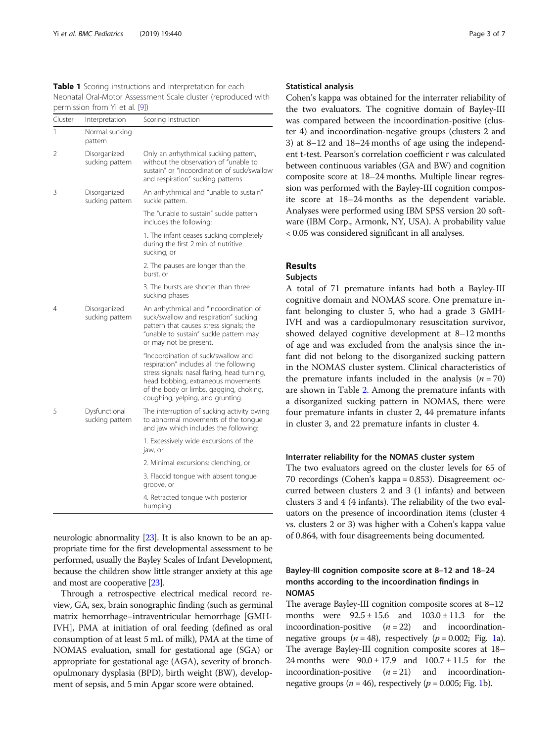**Table 1** Scoring instructions and interpretation for each Neonatal Oral-Motor Assessment Scale cluster (reproduced with permission from Yi et al. [9])

| Cluster | Interpretation | Scoring Instruction |
| --- | --- | --- |
| 1 | Normal sucking pattern | |
| 2 | Disorganized sucking pattern | Only an arrhythmical sucking pattern, without the observation of "unable to sustain" or "incoordination of suck/swallow and respiration" sucking patterns |
| 3 | Disorganized sucking pattern | An arrhythmical and "unable to sustain" suckle pattern. |
| | | The "unable to sustain" suckle pattern includes the following: |
| | | 1. The infant ceases sucking completely during the first 2 min of nutritive sucking, or |
| | | 2. The pauses are longer than the burst, or |
| | | 3. The bursts are shorter than three sucking phases |
| 4 | Disorganized sucking pattern | An arrhythmical and "incoordination of suck/swallow and respiration" sucking pattern that causes stress signals; the "unable to sustain" suckle pattern may or may not be present. |
| | | "Incoordination of suck/swallow and respiration" includes all the following stress signals: nasal flaring, head turning, head bobbing, extraneous movements of the body or limbs, gagging, choking, coughing, yelping, and grunting. |
| 5 | Dysfunctional sucking pattern | The interruption of sucking activity owing to abnormal movements of the tongue and jaw which includes the following: |
| | | 1. Excessively wide excursions of the jaw, or |
| | | 2. Minimal excursions: clenching, or |
| | | 3. Flaccid tongue with absent tongue groove, or |
| | | 4. Retracted tongue with posterior humping |

neurologic abnormality [23]. It is also known to be an appropriate time for the first developmental assessment to be performed, usually the Bayley Scales of Infant Development, because the children show little stranger anxiety at this age and most are cooperative [23].

Through a retrospective electrical medical record review, GA, sex, brain sonographic finding (such as germinal matrix hemorrhage–intraventricular hemorrhage [GMH-IVH], PMA at initiation of oral feeding (defined as oral consumption of at least 5 mL of milk), PMA at the time of NOMAS evaluation, small for gestational age (SGA) or appropriate for gestational age (AGA), severity of bronchopulmonary dysplasia (BPD), birth weight (BW), development of sepsis, and 5 min Apgar score were obtained.

### Statistical analysis

Cohen's kappa was obtained for the interrater reliability of the two evaluators. The cognitive domain of Bayley-III was compared between the incoordination-positive (cluster 4) and incoordination-negative groups (clusters 2 and 3) at 8–12 and 18–24 months of age using the independent t-test. Pearson's correlation coefficient r was calculated between continuous variables (GA and BW) and cognition composite score at 18–24 months. Multiple linear regression was performed with the Bayley-III cognition composite score at 18–24 months as the dependent variable. Analyses were performed using IBM SPSS version 20 software (IBM Corp., Armonk, NY, USA). A probability value < 0.05 was considered significant in all analyses.

## Results

### Subjects

A total of 71 premature infants had both a Bayley-III cognitive domain and NOMAS score. One premature infant belonging to cluster 5, who had a grade 3 GMH-IVH and was a cardiopulmonary resuscitation survivor, showed delayed cognitive development at 8–12 months of age and was excluded from the analysis since the infant did not belong to the disorganized sucking pattern in the NOMAS cluster system. Clinical characteristics of the premature infants included in the analysis ($n = 70$) are shown in Table 2. Among the premature infants with a disorganized sucking pattern in NOMAS, there were four premature infants in cluster 2, 44 premature infants in cluster 3, and 22 premature infants in cluster 4.

### Interrater reliability for the NOMAS cluster system

The two evaluators agreed on the cluster levels for 65 of 70 recordings (Cohen's kappa = 0.853). Disagreement occurred between clusters 2 and 3 (1 infants) and between clusters 3 and 4 (4 infants). The reliability of the two evaluators on the presence of incoordination items (cluster 4 vs. clusters 2 or 3) was higher with a Cohen's kappa value of 0.864, with four disagreements being documented.

### Bayley-III cognition composite score at 8–12 and 18–24 months according to the incoordination findings in NOMAS

The average Bayley-III cognition composite scores at 8–12 months were $92.5 \pm 15.6$ and $103.0 \pm 11.3$ for the incoordination-positive ($n = 22$) and incoordination-negative groups ($n = 48$), respectively ($p = 0.002$; Fig. 1a). The average Bayley-III cognition composite scores at 18–24 months were $90.0 \pm 17.9$ and $100.7 \pm 11.5$ for the incoordination-positive ($n = 21$) and incoordination-negative groups ($n = 46$), respectively ($p = 0.005$; Fig. 1b).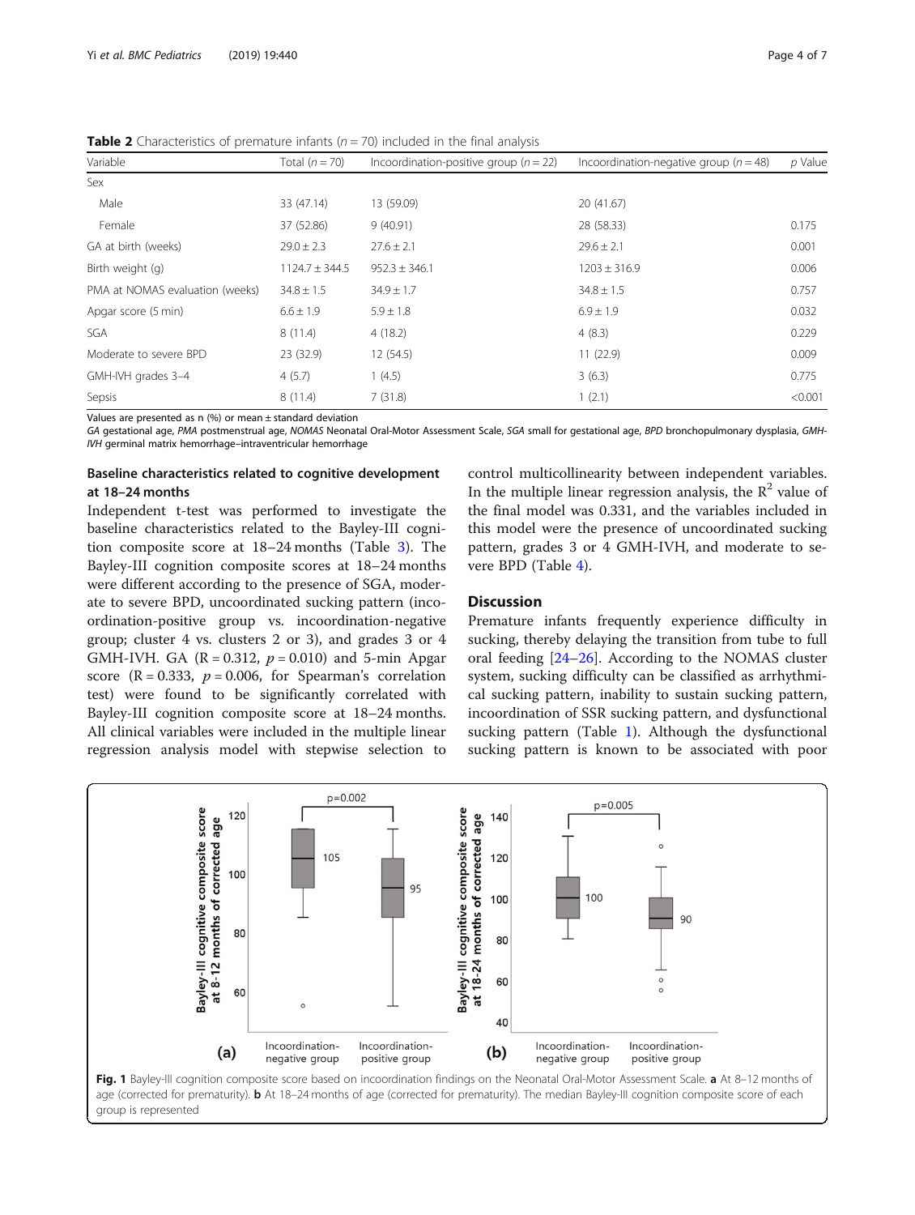**Table 2** Characteristics of premature infants ($n = 70$) included in the final analysis

| Variable | Total ($n = 70$) | Incoordination-positive group ($n = 22$) | Incoordination-negative group ($n = 48$) | *p* Value |
|---|---|---|---|---|
| Sex | | | | |
| Male | 33 (47.14) | 13 (59.09) | 20 (41.67) | |
| Female | 37 (52.86) | 9 (40.91) | 28 (58.33) | 0.175 |
| GA at birth (weeks) | 29.0 ± 2.3 | 27.6 ± 2.1 | 29.6 ± 2.1 | 0.001 |
| Birth weight (g) | 1124.7 ± 344.5 | 952.3 ± 346.1 | 1203 ± 316.9 | 0.006 |
| PMA at NOMAS evaluation (weeks) | 34.8 ± 1.5 | 34.9 ± 1.7 | 34.8 ± 1.5 | 0.757 |
| Apgar score (5 min) | 6.6 ± 1.9 | 5.9 ± 1.8 | 6.9 ± 1.9 | 0.032 |
| SGA | 8 (11.4) | 4 (18.2) | 4 (8.3) | 0.229 |
| Moderate to severe BPD | 23 (32.9) | 12 (54.5) | 11 (22.9) | 0.009 |
| GMH-IVH grades 3–4 | 4 (5.7) | 1 (4.5) | 3 (6.3) | 0.775 |
| Sepsis | 8 (11.4) | 7 (31.8) | 1 (2.1) | <0.001 |

Values are presented as n (%) or mean ± standard deviation

*GA* gestational age, *PMA* postmenstrual age, *NOMAS* Neonatal Oral-Motor Assessment Scale, *SGA* small for gestational age, *BPD* bronchopulmonary dysplasia, *GMH-IVH* germinal matrix hemorrhage–intraventricular hemorrhage

### Baseline characteristics related to cognitive development at 18–24 months

Independent t-test was performed to investigate the baseline characteristics related to the Bayley-III cognition composite score at 18–24 months (Table 3). The Bayley-III cognition composite scores at 18–24 months were different according to the presence of SGA, moderate to severe BPD, uncoordinated sucking pattern (incoordination-positive group vs. incoordination-negative group; cluster 4 vs. clusters 2 or 3), and grades 3 or 4 GMH-IVH. GA ($R = 0.312$, $p = 0.010$) and 5-min Apgar score ($R = 0.333$, $p = 0.006$, for Spearman's correlation test) were found to be significantly correlated with Bayley-III cognition composite score at 18–24 months. All clinical variables were included in the multiple linear regression analysis model with stepwise selection to control multicollinearity between independent variables. In the multiple linear regression analysis, the $R^2$ value of the final model was 0.331, and the variables included in this model were the presence of uncoordinated sucking pattern, grades 3 or 4 GMH-IVH, and moderate to severe BPD (Table 4).

## Discussion

Premature infants frequently experience difficulty in sucking, thereby delaying the transition from tube to full oral feeding [24–26]. According to the NOMAS cluster system, sucking difficulty can be classified as arrhythmical sucking pattern, inability to sustain sucking pattern, incoordination of SSR sucking pattern, and dysfunctional sucking pattern (Table 1). Although the dysfunctional sucking pattern is known to be associated with poor

**Fig. 1** Bayley-III cognition composite score based on incoordination findings on the Neonatal Oral-Motor Assessment Scale. **a** At 8–12 months of age (corrected for prematurity). **b** At 18–24 months of age (corrected for prematurity). The median Bayley-III cognition composite score of each group is represented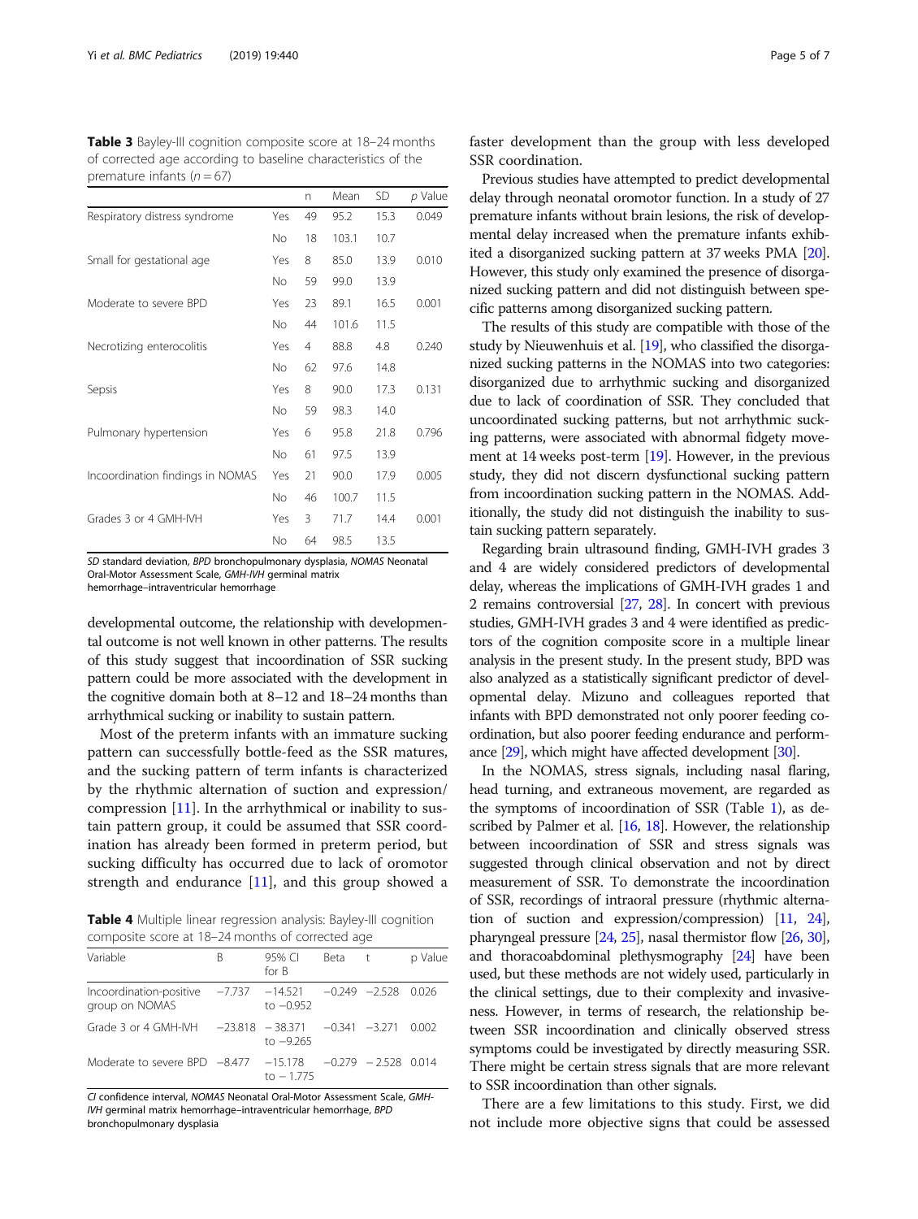**Table 3** Bayley-III cognition composite score at 18–24 months of corrected age according to baseline characteristics of the premature infants (n = 67)

| | | n | Mean | SD | p Value |
|---|---|---|---|---|---|
| Respiratory distress syndrome | Yes | 49 | 95.2 | 15.3 | 0.049 |
| | No | 18 | 103.1 | 10.7 | |
| Small for gestational age | Yes | 8 | 85.0 | 13.9 | 0.010 |
| | No | 59 | 99.0 | 13.9 | |
| Moderate to severe BPD | Yes | 23 | 89.1 | 16.5 | 0.001 |
| | No | 44 | 101.6 | 11.5 | |
| Necrotizing enterocolitis | Yes | 4 | 88.8 | 4.8 | 0.240 |
| | No | 62 | 97.6 | 14.8 | |
| Sepsis | Yes | 8 | 90.0 | 17.3 | 0.131 |
| | No | 59 | 98.3 | 14.0 | |
| Pulmonary hypertension | Yes | 6 | 95.8 | 21.8 | 0.796 |
| | No | 61 | 97.5 | 13.9 | |
| Incoordination findings in NOMAS | Yes | 21 | 90.0 | 17.9 | 0.005 |
| | No | 46 | 100.7 | 11.5 | |
| Grades 3 or 4 GMH-IVH | Yes | 3 | 71.7 | 14.4 | 0.001 |
| | No | 64 | 98.5 | 13.5 | |

*SD* standard deviation, *BPD* bronchopulmonary dysplasia, *NOMAS* Neonatal Oral-Motor Assessment Scale, *GMH-IVH* germinal matrix hemorrhage–intraventricular hemorrhage

developmental outcome, the relationship with developmental outcome is not well known in other patterns. The results of this study suggest that incoordination of SSR sucking pattern could be more associated with the development in the cognitive domain both at 8–12 and 18–24 months than arrhythmical sucking or inability to sustain pattern.

Most of the preterm infants with an immature sucking pattern can successfully bottle-feed as the SSR matures, and the sucking pattern of term infants is characterized by the rhythmic alternation of suction and expression/compression [11]. In the arrhythmical or inability to sustain pattern group, it could be assumed that SSR coordination has already been formed in preterm period, but sucking difficulty has occurred due to lack of oromotor strength and endurance [11], and this group showed a faster development than the group with less developed SSR coordination.

**Table 4** Multiple linear regression analysis: Bayley-III cognition composite score at 18–24 months of corrected age

| Variable | B | 95% CI for B | Beta | t | p Value |
|---|---|---|---|---|---|
| Incoordination-positive group on NOMAS | −7.737 | −14.521 to −0.952 | −0.249 | −2.528 | 0.026 |
| Grade 3 or 4 GMH-IVH | −23.818 | − 38.371 to −9.265 | −0.341 | −3.271 | 0.002 |
| Moderate to severe BPD | −8.477 | −15.178 to − 1.775 | −0.279 | − 2.528 | 0.014 |

*CI* confidence interval, *NOMAS* Neonatal Oral-Motor Assessment Scale, *GMH-IVH* germinal matrix hemorrhage–intraventricular hemorrhage, *BPD* bronchopulmonary dysplasia

Previous studies have attempted to predict developmental delay through neonatal oromotor function. In a study of 27 premature infants without brain lesions, the risk of developmental delay increased when the premature infants exhibited a disorganized sucking pattern at 37 weeks PMA [20]. However, this study only examined the presence of disorganized sucking pattern and did not distinguish between specific patterns among disorganized sucking pattern.

The results of this study are compatible with those of the study by Nieuwenhuis et al. [19], who classified the disorganized sucking patterns in the NOMAS into two categories: disorganized due to arrhythmic sucking and disorganized due to lack of coordination of SSR. They concluded that uncoordinated sucking patterns, but not arrhythmic sucking patterns, were associated with abnormal fidgety movement at 14 weeks post-term [19]. However, in the previous study, they did not discern dysfunctional sucking pattern from incoordination sucking pattern in the NOMAS. Additionally, the study did not distinguish the inability to sustain sucking pattern separately.

Regarding brain ultrasound finding, GMH-IVH grades 3 and 4 are widely considered predictors of developmental delay, whereas the implications of GMH-IVH grades 1 and 2 remains controversial [27, 28]. In concert with previous studies, GMH-IVH grades 3 and 4 were identified as predictors of the cognition composite score in a multiple linear analysis in the present study. In the present study, BPD was also analyzed as a statistically significant predictor of developmental delay. Mizuno and colleagues reported that infants with BPD demonstrated not only poorer feeding coordination, but also poorer feeding endurance and performance [29], which might have affected development [30].

In the NOMAS, stress signals, including nasal flaring, head turning, and extraneous movement, are regarded as the symptoms of incoordination of SSR (Table 1), as described by Palmer et al. [16, 18]. However, the relationship between incoordination of SSR and stress signals was suggested through clinical observation and not by direct measurement of SSR. To demonstrate the incoordination of SSR, recordings of intraoral pressure (rhythmic alternation of suction and expression/compression) [11, 24], pharyngeal pressure [24, 25], nasal thermistor flow [26, 30], and thoracoabdominal plethysmography [24] have been used, but these methods are not widely used, particularly in the clinical settings, due to their complexity and invasiveness. However, in terms of research, the relationship between SSR incoordination and clinically observed stress symptoms could be investigated by directly measuring SSR. There might be certain stress signals that are more relevant to SSR incoordination than other signals.

There are a few limitations to this study. First, we did not include more objective signs that could be assessed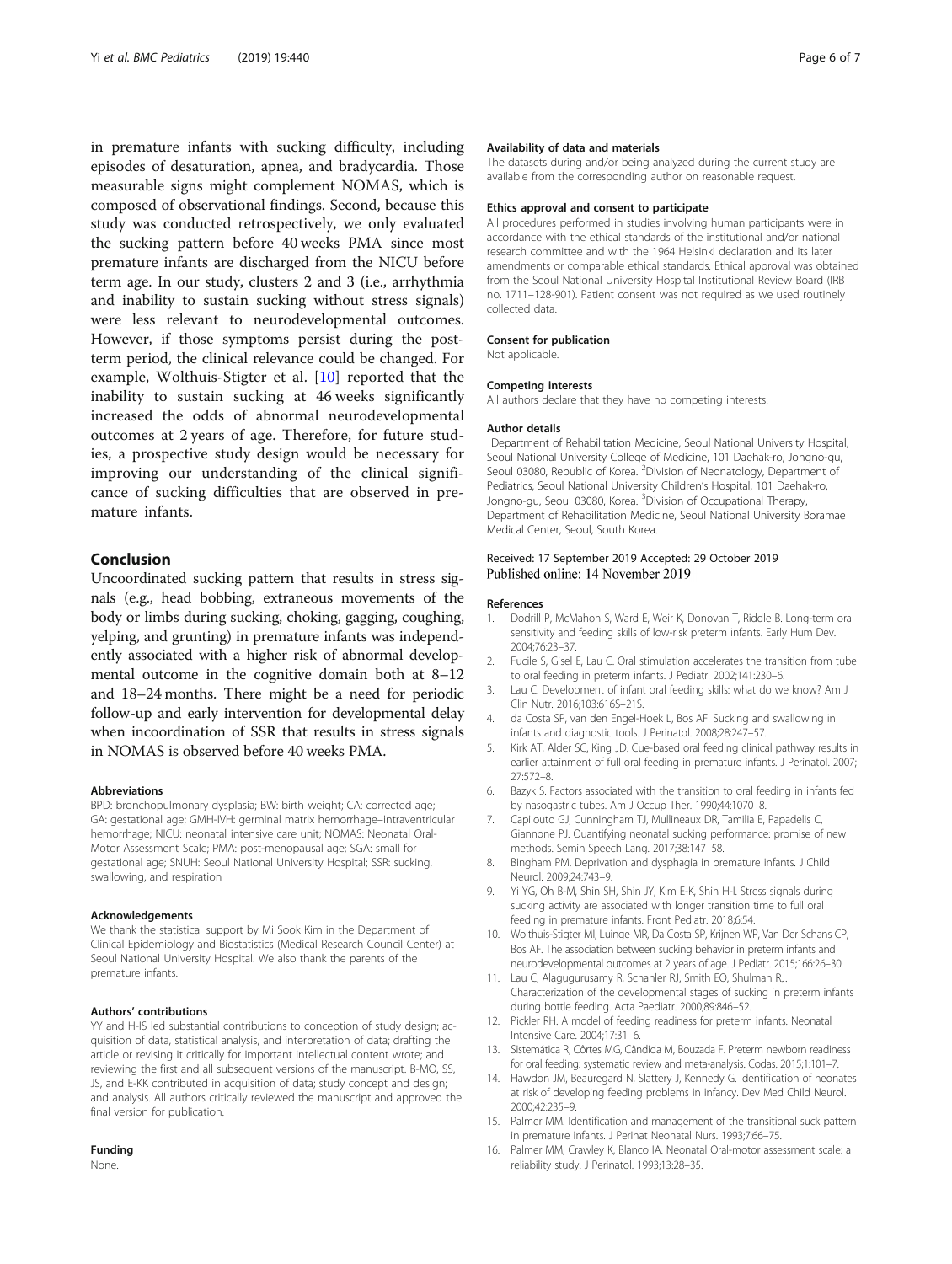in premature infants with sucking difficulty, including episodes of desaturation, apnea, and bradycardia. Those measurable signs might complement NOMAS, which is composed of observational findings. Second, because this study was conducted retrospectively, we only evaluated the sucking pattern before 40 weeks PMA since most premature infants are discharged from the NICU before term age. In our study, clusters 2 and 3 (i.e., arrhythmia and inability to sustain sucking without stress signals) were less relevant to neurodevelopmental outcomes. However, if those symptoms persist during the post-term period, the clinical relevance could be changed. For example, Wolthuis-Stigter et al. [10] reported that the inability to sustain sucking at 46 weeks significantly increased the odds of abnormal neurodevelopmental outcomes at 2 years of age. Therefore, for future studies, a prospective study design would be necessary for improving our understanding of the clinical significance of sucking difficulties that are observed in premature infants.

## Conclusion

Uncoordinated sucking pattern that results in stress signals (e.g., head bobbing, extraneous movements of the body or limbs during sucking, choking, gagging, coughing, yelping, and grunting) in premature infants was independently associated with a higher risk of abnormal developmental outcome in the cognitive domain both at 8–12 and 18–24 months. There might be a need for periodic follow-up and early intervention for developmental delay when incoordination of SSR that results in stress signals in NOMAS is observed before 40 weeks PMA.

#### Abbreviations

BPD: bronchopulmonary dysplasia; BW: birth weight; CA: corrected age; GA: gestational age; GMH-IVH: germinal matrix hemorrhage–intraventricular hemorrhage; NICU: neonatal intensive care unit; NOMAS: Neonatal Oral-Motor Assessment Scale; PMA: post-menopausal age; SGA: small for gestational age; SNUH: Seoul National University Hospital; SSR: sucking, swallowing, and respiration

#### Acknowledgements

We thank the statistical support by Mi Sook Kim in the Department of Clinical Epidemiology and Biostatistics (Medical Research Council Center) at Seoul National University Hospital. We also thank the parents of the premature infants.

#### Authors' contributions

YY and H-IS led substantial contributions to conception of study design; acquisition of data, statistical analysis, and interpretation of data; drafting the article or revising it critically for important intellectual content wrote; and reviewing the first and all subsequent versions of the manuscript. B-MO, SS, JS, and E-KK contributed in acquisition of data; study concept and design; and analysis. All authors critically reviewed the manuscript and approved the final version for publication.

#### Funding

None.

#### Availability of data and materials

The datasets during and/or being analyzed during the current study are available from the corresponding author on reasonable request.

#### Ethics approval and consent to participate

All procedures performed in studies involving human participants were in accordance with the ethical standards of the institutional and/or national research committee and with the 1964 Helsinki declaration and its later amendments or comparable ethical standards. Ethical approval was obtained from the Seoul National University Hospital Institutional Review Board (IRB no. 1711–128-901). Patient consent was not required as we used routinely collected data.

#### Consent for publication

Not applicable.

#### Competing interests

All authors declare that they have no competing interests.

#### Author details

[1]Department of Rehabilitation Medicine, Seoul National University Hospital, Seoul National University College of Medicine, 101 Daehak-ro, Jongno-gu, Seoul 03080, Republic of Korea. [2]Division of Neonatology, Department of Pediatrics, Seoul National University Children's Hospital, 101 Daehak-ro, Jongno-gu, Seoul 03080, Korea. [3]Division of Occupational Therapy, Department of Rehabilitation Medicine, Seoul National University Boramae Medical Center, Seoul, South Korea.

Received: 17 September 2019 Accepted: 29 October 2019
Published online: 14 November 2019

#### References

1. Dodrill P, McMahon S, Ward E, Weir K, Donovan T, Riddle B. Long-term oral sensitivity and feeding skills of low-risk preterm infants. Early Hum Dev. 2004;76:23–37.
2. Fucile S, Gisel E, Lau C. Oral stimulation accelerates the transition from tube to oral feeding in preterm infants. J Pediatr. 2002;141:230–6.
3. Lau C. Development of infant oral feeding skills: what do we know? Am J Clin Nutr. 2016;103:616S–21S.
4. da Costa SP, van den Engel-Hoek L, Bos AF. Sucking and swallowing in infants and diagnostic tools. J Perinatol. 2008;28:247–57.
5. Kirk AT, Alder SC, King JD. Cue-based oral feeding clinical pathway results in earlier attainment of full oral feeding in premature infants. J Perinatol. 2007;27:572–8.
6. Bazyk S. Factors associated with the transition to oral feeding in infants fed by nasogastric tubes. Am J Occup Ther. 1990;44:1070–8.
7. Capilouto GJ, Cunningham TJ, Mullineaux DR, Tamilia E, Papadelis C, Giannone PJ. Quantifying neonatal sucking performance: promise of new methods. Semin Speech Lang. 2017;38:147–58.
8. Bingham PM. Deprivation and dysphagia in premature infants. J Child Neurol. 2009;24:743–9.
9. Yi YG, Oh B-M, Shin SH, Shin JY, Kim E-K, Shin H-I. Stress signals during sucking activity are associated with longer transition time to full oral feeding in premature infants. Front Pediatr. 2018;6:54.
10. Wolthuis-Stigter MI, Luinge MR, Da Costa SP, Krijnen WP, Van Der Schans CP, Bos AF. The association between sucking behavior in preterm infants and neurodevelopmental outcomes at 2 years of age. J Pediatr. 2015;166:26–30.
11. Lau C, Alagugurusamy R, Schanler RJ, Smith EO, Shulman RJ. Characterization of the developmental stages of sucking in preterm infants during bottle feeding. Acta Paediatr. 2000;89:846–52.
12. Pickler RH. A model of feeding readiness for preterm infants. Neonatal Intensive Care. 2004;17:31–6.
13. Sistemática R, Côrtes MG, Cândida M, Bouzada F. Preterm newborn readiness for oral feeding: systematic review and meta-analysis. Codas. 2015;1:101–7.
14. Hawdon JM, Beauregard N, Slattery J, Kennedy G. Identification of neonates at risk of developing feeding problems in infancy. Dev Med Child Neurol. 2000;42:235–9.
15. Palmer MM. Identification and management of the transitional suck pattern in premature infants. J Perinat Neonatal Nurs. 1993;7:66–75.
16. Palmer MM, Crawley K, Blanco IA. Neonatal Oral-motor assessment scale: a reliability study. J Perinatol. 1993;13:28–35.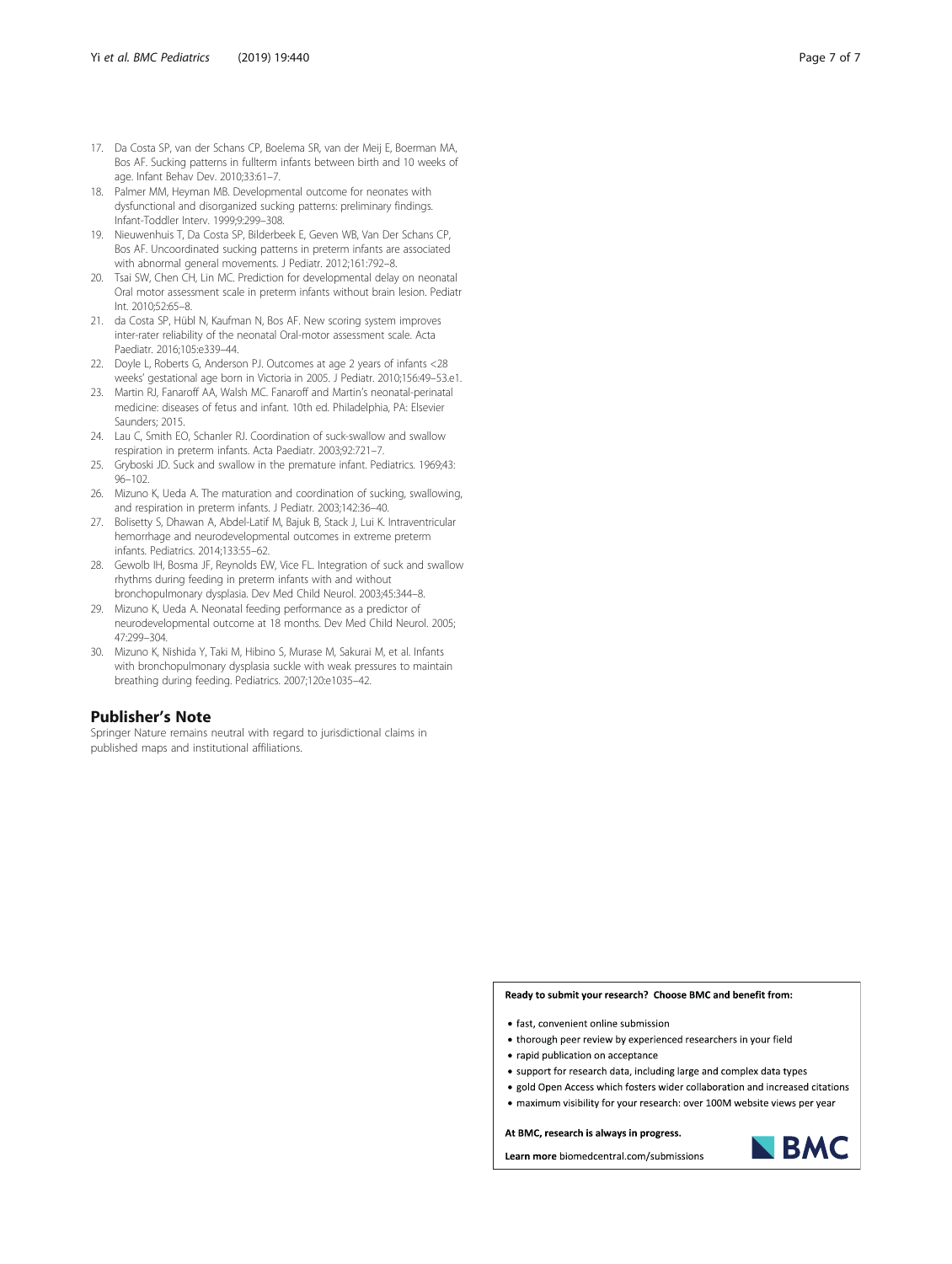17. Da Costa SP, van der Schans CP, Boelema SR, van der Meij E, Boerman MA, Bos AF. Sucking patterns in fullterm infants between birth and 10 weeks of age. Infant Behav Dev. 2010;33:61–7.
18. Palmer MM, Heyman MB. Developmental outcome for neonates with dysfunctional and disorganized sucking patterns: preliminary findings. Infant-Toddler Interv. 1999;9:299–308.
19. Nieuwenhuis T, Da Costa SP, Bilderbeek E, Geven WB, Van Der Schans CP, Bos AF. Uncoordinated sucking patterns in preterm infants are associated with abnormal general movements. J Pediatr. 2012;161:792–8.
20. Tsai SW, Chen CH, Lin MC. Prediction for developmental delay on neonatal Oral motor assessment scale in preterm infants without brain lesion. Pediatr Int. 2010;52:65–8.
21. da Costa SP, Hübl N, Kaufman N, Bos AF. New scoring system improves inter-rater reliability of the neonatal Oral-motor assessment scale. Acta Paediatr. 2016;105:e339–44.
22. Doyle L, Roberts G, Anderson PJ. Outcomes at age 2 years of infants <28 weeks' gestational age born in Victoria in 2005. J Pediatr. 2010;156:49–53.e1.
23. Martin RJ, Fanaroff AA, Walsh MC. Fanaroff and Martin's neonatal-perinatal medicine: diseases of fetus and infant. 10th ed. Philadelphia, PA: Elsevier Saunders; 2015.
24. Lau C, Smith EO, Schanler RJ. Coordination of suck-swallow and swallow respiration in preterm infants. Acta Paediatr. 2003;92:721–7.
25. Gryboski JD. Suck and swallow in the premature infant. Pediatrics. 1969;43: 96–102.
26. Mizuno K, Ueda A. The maturation and coordination of sucking, swallowing, and respiration in preterm infants. J Pediatr. 2003;142:36–40.
27. Bolisetty S, Dhawan A, Abdel-Latif M, Bajuk B, Stack J, Lui K. Intraventricular hemorrhage and neurodevelopmental outcomes in extreme preterm infants. Pediatrics. 2014;133:55–62.
28. Gewolb IH, Bosma JF, Reynolds EW, Vice FL. Integration of suck and swallow rhythms during feeding in preterm infants with and without bronchopulmonary dysplasia. Dev Med Child Neurol. 2003;45:344–8.
29. Mizuno K, Ueda A. Neonatal feeding performance as a predictor of neurodevelopmental outcome at 18 months. Dev Med Child Neurol. 2005; 47:299–304.
30. Mizuno K, Nishida Y, Taki M, Hibino S, Murase M, Sakurai M, et al. Infants with bronchopulmonary dysplasia suckle with weak pressures to maintain breathing during feeding. Pediatrics. 2007;120:e1035–42.

## Publisher's Note

Springer Nature remains neutral with regard to jurisdictional claims in published maps and institutional affiliations.

**Ready to submit your research? Choose BMC and benefit from:**

- fast, convenient online submission
- thorough peer review by experienced researchers in your field
- rapid publication on acceptance
- support for research data, including large and complex data types
- gold Open Access which fosters wider collaboration and increased citations
- maximum visibility for your research: over 100M website views per year

**At BMC, research is always in progress.**

**Learn more** biomedcentral.com/submissions